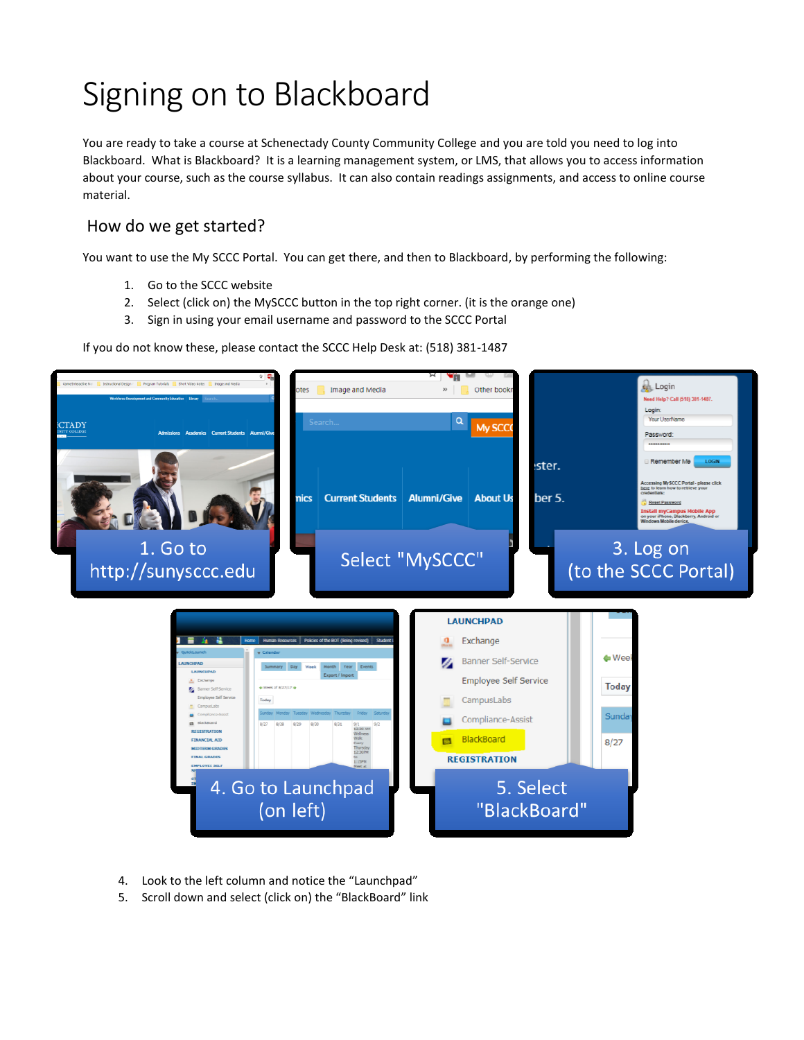# Signing on to Blackboard

You are ready to take a course at Schenectady County Community College and you are told you need to log into Blackboard. What is Blackboard? It is a learning management system, or LMS, that allows you to access information about your course, such as the course syllabus. It can also contain readings assignments, and access to online course material.

## How do we get started?

You want to use the My SCCC Portal. You can get there, and then to Blackboard, by performing the following:

1. Go to the SCCC website
2. Select (click on) the MySCCC button in the top right corner. (it is the orange one)
3. Sign in using your email username and password to the SCCC Portal

If you do not know these, please contact the SCCC Help Desk at: (518) 381-1487

1. Go to http://sunysccc.edu

Select "MySCCC"

3. Log on (to the SCCC Portal)

4. Go to Launchpad (on left)

5. Select "BlackBoard"

4. Look to the left column and notice the "Launchpad"
5. Scroll down and select (click on) the "BlackBoard" link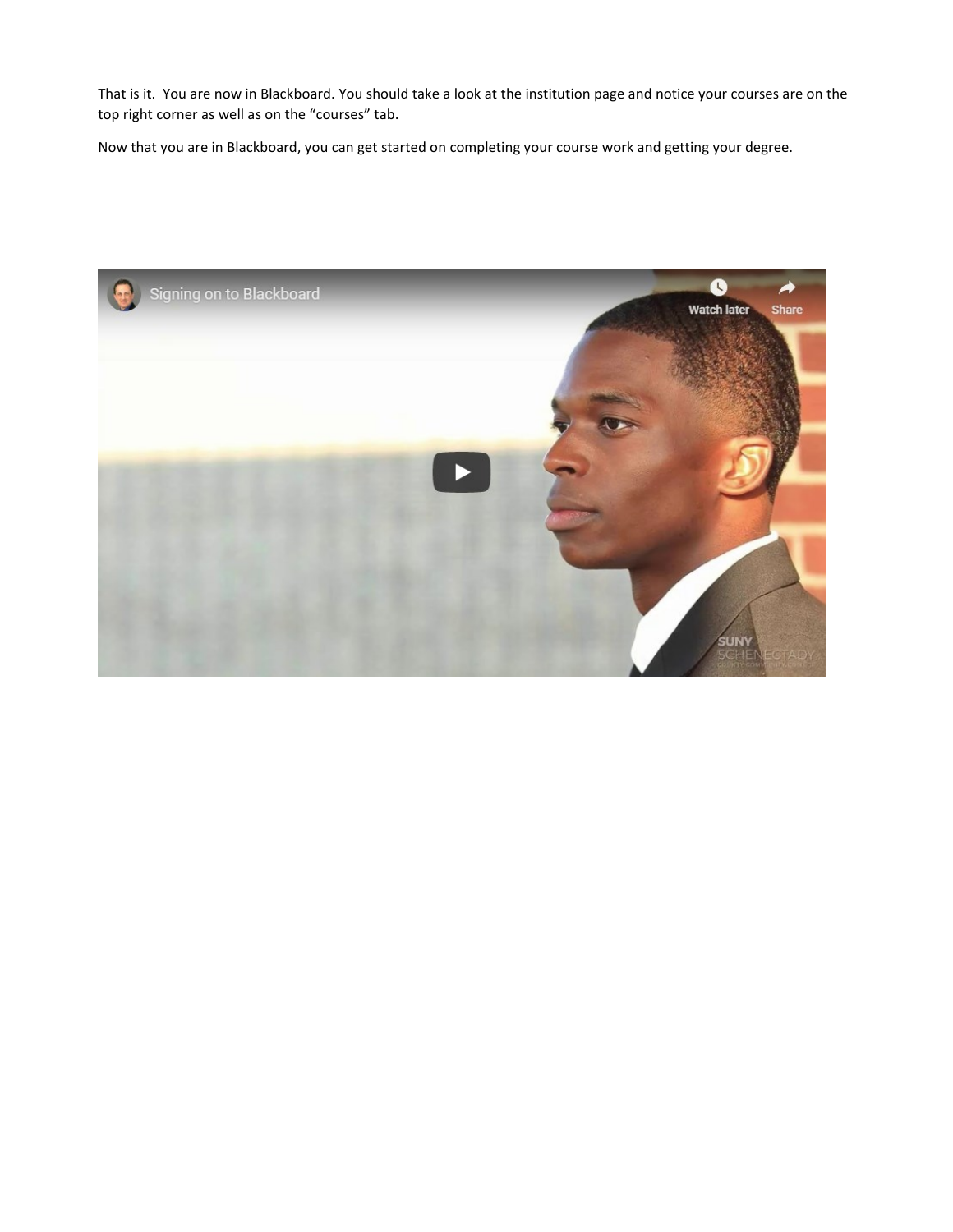That is it.  You are now in Blackboard. You should take a look at the institution page and notice your courses are on the top right corner as well as on the "courses" tab.

Now that you are in Blackboard, you can get started on completing your course work and getting your degree.